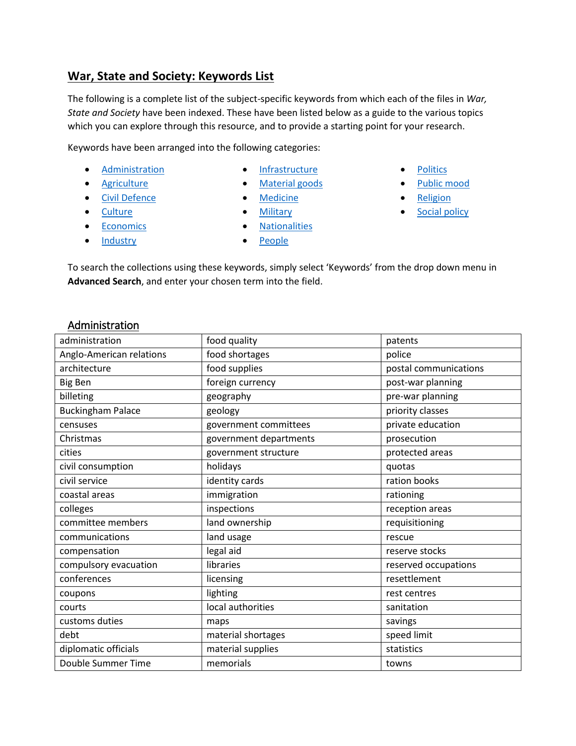# War, State and Society: Keywords List

The following is a complete list of the subject-specific keywords from which each of the files in *War, State and Society* have been indexed. These have been listed below as a guide to the various topics which you can explore through this resource, and to provide a starting point for your research.

Keywords have been arranged into the following categories:

- Administration
- Agriculture
- Civil Defence
- Culture
- Economics
- Industry
- Infrastructure
- Material goods
- Medicine
- Military
- Nationalities
- People
- Politics
- Public mood
- Religion
- Social policy

To search the collections using these keywords, simply select 'Keywords' from the drop down menu in **Advanced Search**, and enter your chosen term into the field.

## Administration

| | | |
|---|---|---|
| administration | food quality | patents |
| Anglo-American relations | food shortages | police |
| architecture | food supplies | postal communications |
| Big Ben | foreign currency | post-war planning |
| billeting | geography | pre-war planning |
| Buckingham Palace | geology | priority classes |
| censuses | government committees | private education |
| Christmas | government departments | prosecution |
| cities | government structure | protected areas |
| civil consumption | holidays | quotas |
| civil service | identity cards | ration books |
| coastal areas | immigration | rationing |
| colleges | inspections | reception areas |
| committee members | land ownership | requisitioning |
| communications | land usage | rescue |
| compensation | legal aid | reserve stocks |
| compulsory evacuation | libraries | reserved occupations |
| conferences | licensing | resettlement |
| coupons | lighting | rest centres |
| courts | local authorities | sanitation |
| customs duties | maps | savings |
| debt | material shortages | speed limit |
| diplomatic officials | material supplies | statistics |
| Double Summer Time | memorials | towns |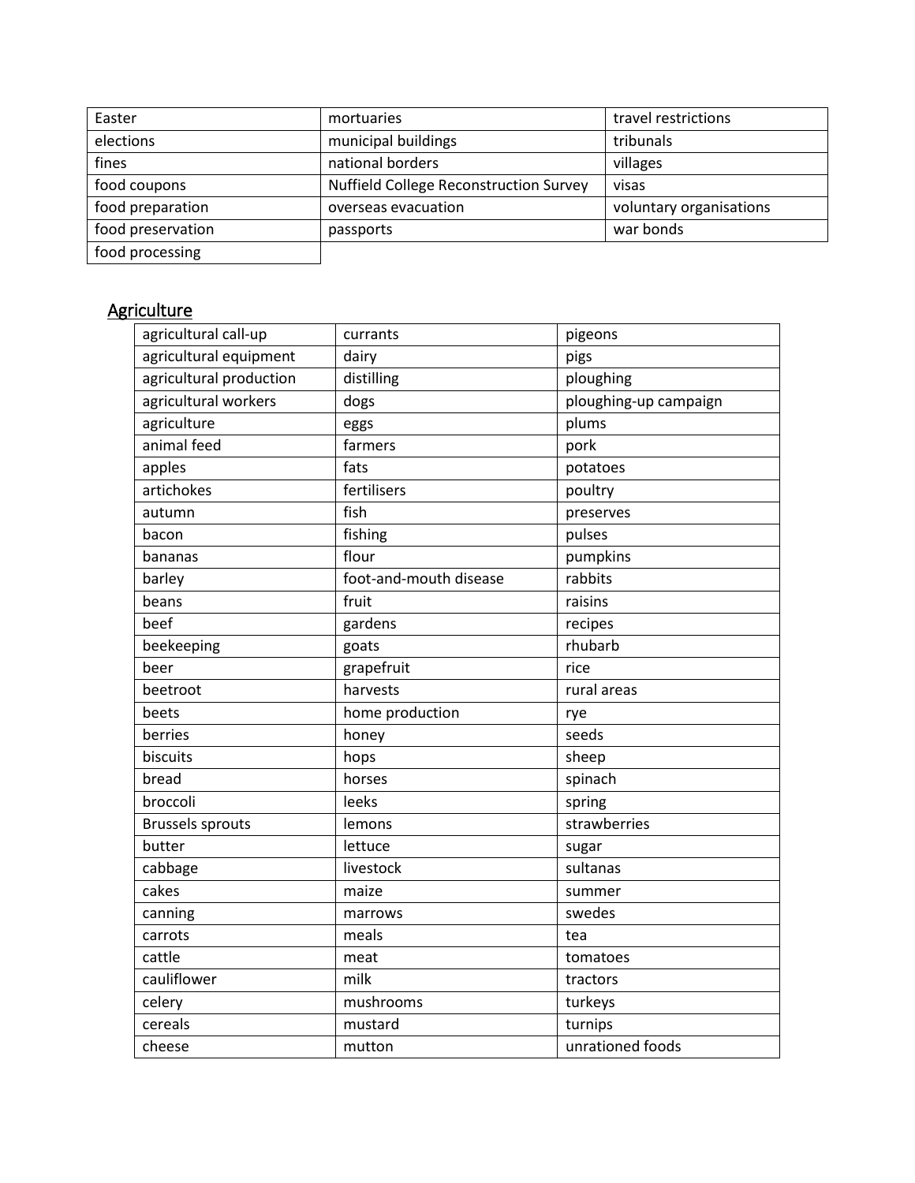| | | |
|---|---|---|
| Easter | mortuaries | travel restrictions |
| elections | municipal buildings | tribunals |
| fines | national borders | villages |
| food coupons | Nuffield College Reconstruction Survey | visas |
| food preparation | overseas evacuation | voluntary organisations |
| food preservation | passports | war bonds |
| food processing | | |

## Agriculture

| | | |
|---|---|---|
| agricultural call-up | currants | pigeons |
| agricultural equipment | dairy | pigs |
| agricultural production | distilling | ploughing |
| agricultural workers | dogs | ploughing-up campaign |
| agriculture | eggs | plums |
| animal feed | farmers | pork |
| apples | fats | potatoes |
| artichokes | fertilisers | poultry |
| autumn | fish | preserves |
| bacon | fishing | pulses |
| bananas | flour | pumpkins |
| barley | foot-and-mouth disease | rabbits |
| beans | fruit | raisins |
| beef | gardens | recipes |
| beekeeping | goats | rhubarb |
| beer | grapefruit | rice |
| beetroot | harvests | rural areas |
| beets | home production | rye |
| berries | honey | seeds |
| biscuits | hops | sheep |
| bread | horses | spinach |
| broccoli | leeks | spring |
| Brussels sprouts | lemons | strawberries |
| butter | lettuce | sugar |
| cabbage | livestock | sultanas |
| cakes | maize | summer |
| canning | marrows | swedes |
| carrots | meals | tea |
| cattle | meat | tomatoes |
| cauliflower | milk | tractors |
| celery | mushrooms | turkeys |
| cereals | mustard | turnips |
| cheese | mutton | unrationed foods |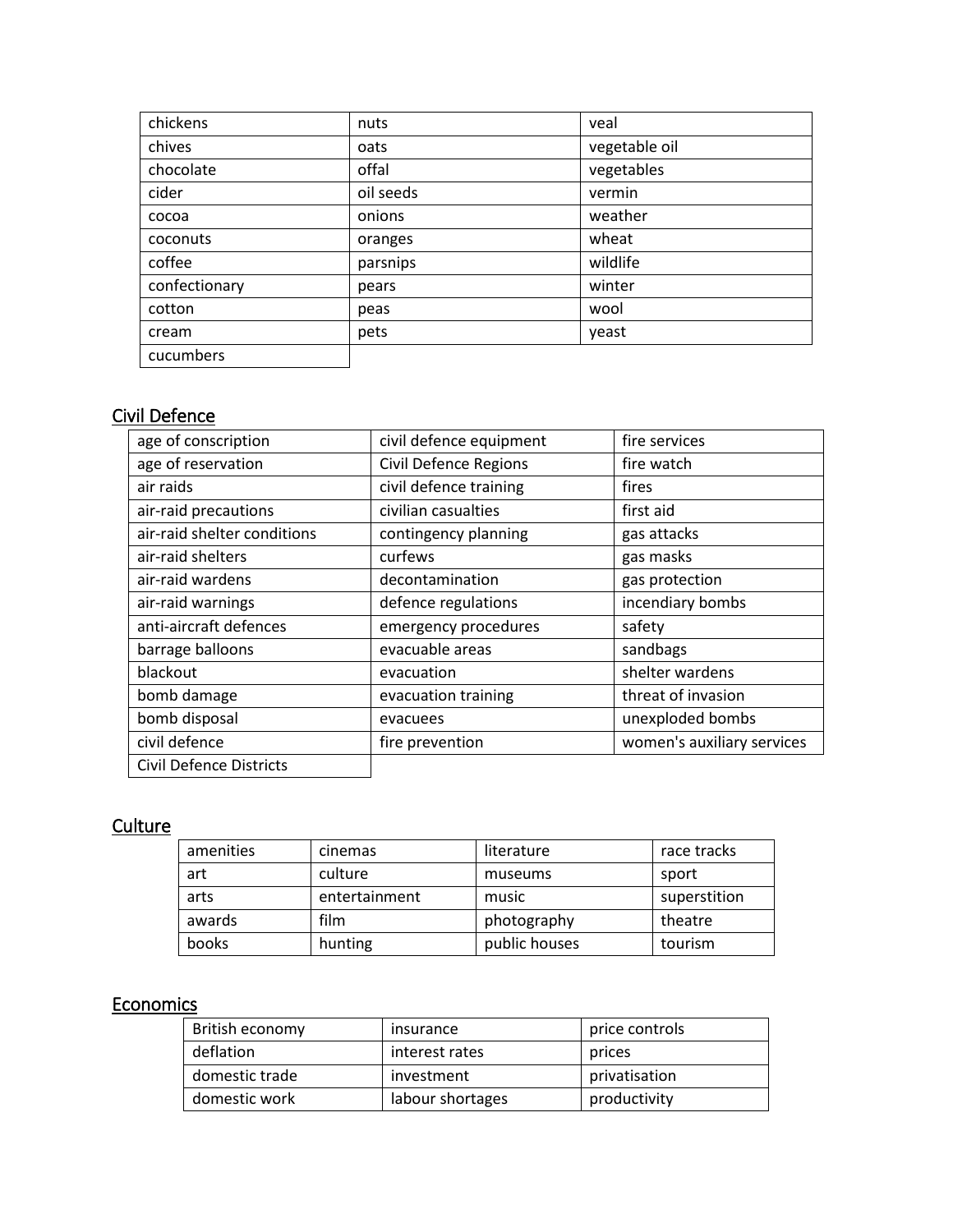| chickens | nuts | veal |
|---|---|---|
| chives | oats | vegetable oil |
| chocolate | offal | vegetables |
| cider | oil seeds | vermin |
| cocoa | onions | weather |
| coconuts | oranges | wheat |
| coffee | parsnips | wildlife |
| confectionary | pears | winter |
| cotton | peas | wool |
| cream | pets | yeast |
| cucumbers | | |

## Civil Defence

| age of conscription | civil defence equipment | fire services |
|---|---|---|
| age of reservation | Civil Defence Regions | fire watch |
| air raids | civil defence training | fires |
| air-raid precautions | civilian casualties | first aid |
| air-raid shelter conditions | contingency planning | gas attacks |
| air-raid shelters | curfews | gas masks |
| air-raid wardens | decontamination | gas protection |
| air-raid warnings | defence regulations | incendiary bombs |
| anti-aircraft defences | emergency procedures | safety |
| barrage balloons | evacuable areas | sandbags |
| blackout | evacuation | shelter wardens |
| bomb damage | evacuation training | threat of invasion |
| bomb disposal | evacuees | unexploded bombs |
| civil defence | fire prevention | women's auxiliary services |
| Civil Defence Districts | | |

## Culture

| amenities | cinemas | literature | race tracks |
|---|---|---|---|
| art | culture | museums | sport |
| arts | entertainment | music | superstition |
| awards | film | photography | theatre |
| books | hunting | public houses | tourism |

## Economics

| British economy | insurance | price controls |
|---|---|---|
| deflation | interest rates | prices |
| domestic trade | investment | privatisation |
| domestic work | labour shortages | productivity |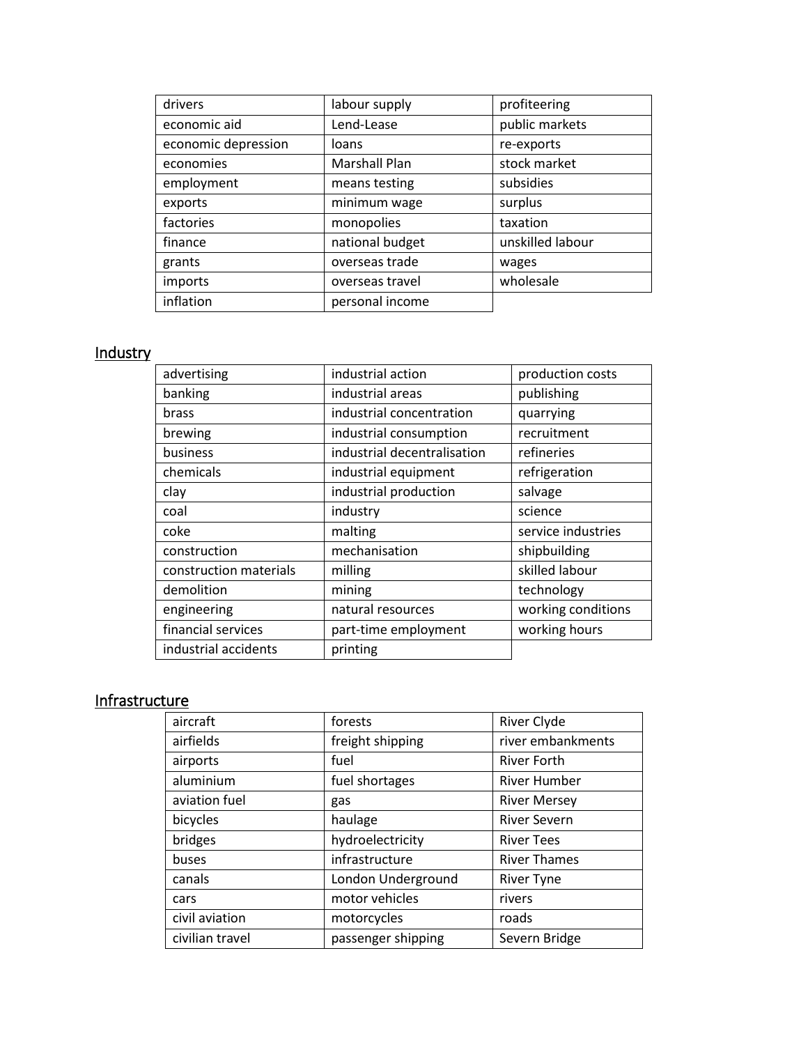| drivers | labour supply | profiteering |
|---|---|---|
| economic aid | Lend-Lease | public markets |
| economic depression | loans | re-exports |
| economies | Marshall Plan | stock market |
| employment | means testing | subsidies |
| exports | minimum wage | surplus |
| factories | monopolies | taxation |
| finance | national budget | unskilled labour |
| grants | overseas trade | wages |
| imports | overseas travel | wholesale |
| inflation | personal income | |

## Industry

| advertising | industrial action | production costs |
|---|---|---|
| banking | industrial areas | publishing |
| brass | industrial concentration | quarrying |
| brewing | industrial consumption | recruitment |
| business | industrial decentralisation | refineries |
| chemicals | industrial equipment | refrigeration |
| clay | industrial production | salvage |
| coal | industry | science |
| coke | malting | service industries |
| construction | mechanisation | shipbuilding |
| construction materials | milling | skilled labour |
| demolition | mining | technology |
| engineering | natural resources | working conditions |
| financial services | part-time employment | working hours |
| industrial accidents | printing | |

## Infrastructure

| aircraft | forests | River Clyde |
|---|---|---|
| airfields | freight shipping | river embankments |
| airports | fuel | River Forth |
| aluminium | fuel shortages | River Humber |
| aviation fuel | gas | River Mersey |
| bicycles | haulage | River Severn |
| bridges | hydroelectricity | River Tees |
| buses | infrastructure | River Thames |
| canals | London Underground | River Tyne |
| cars | motor vehicles | rivers |
| civil aviation | motorcycles | roads |
| civilian travel | passenger shipping | Severn Bridge |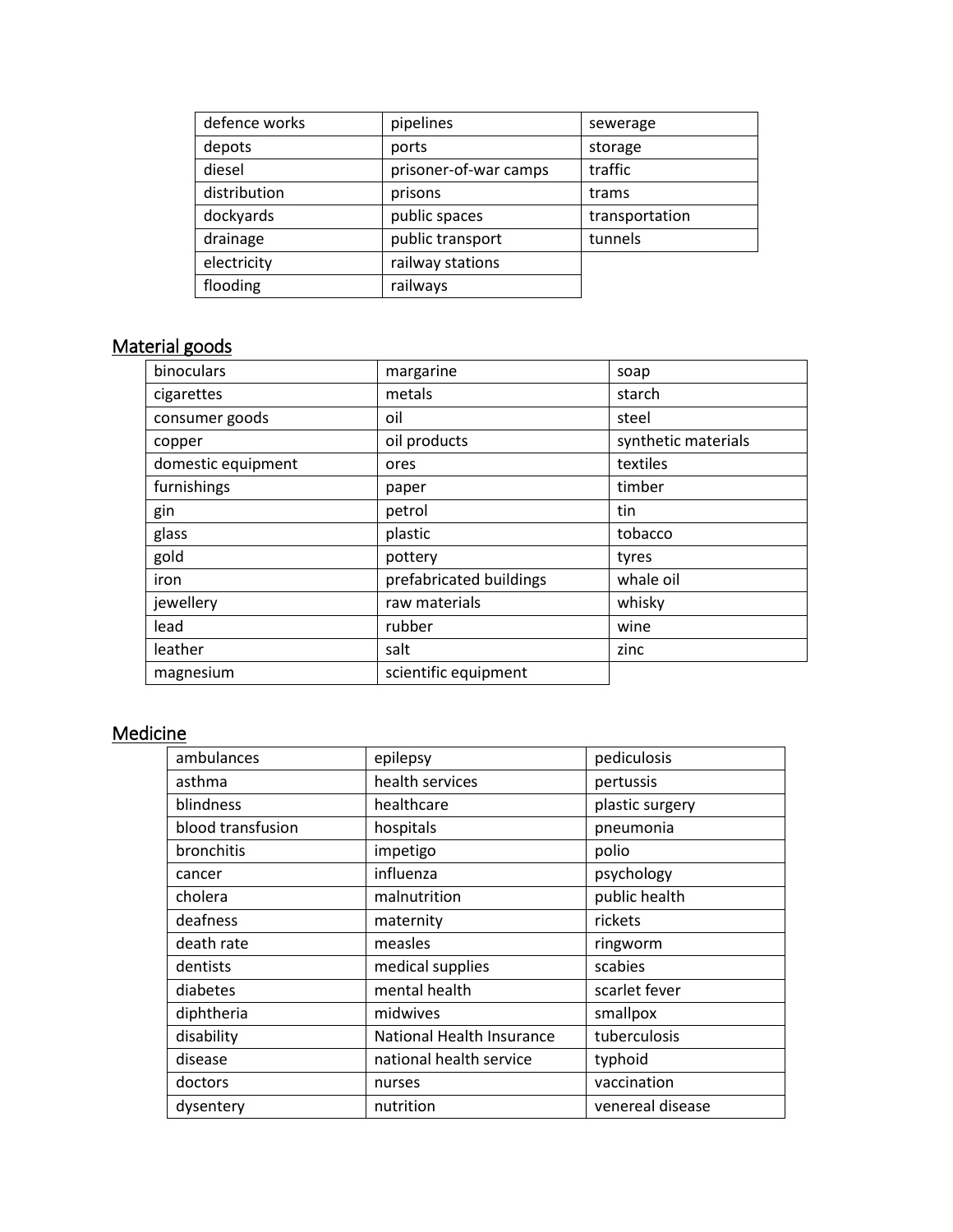| defence works | pipelines | sewerage |
|---|---|---|
| depots | ports | storage |
| diesel | prisoner-of-war camps | traffic |
| distribution | prisons | trams |
| dockyards | public spaces | transportation |
| drainage | public transport | tunnels |
| electricity | railway stations | |
| flooding | railways | |

## Material goods

| binoculars | margarine | soap |
|---|---|---|
| cigarettes | metals | starch |
| consumer goods | oil | steel |
| copper | oil products | synthetic materials |
| domestic equipment | ores | textiles |
| furnishings | paper | timber |
| gin | petrol | tin |
| glass | plastic | tobacco |
| gold | pottery | tyres |
| iron | prefabricated buildings | whale oil |
| jewellery | raw materials | whisky |
| lead | rubber | wine |
| leather | salt | zinc |
| magnesium | scientific equipment | |

## Medicine

| ambulances | epilepsy | pediculosis |
|---|---|---|
| asthma | health services | pertussis |
| blindness | healthcare | plastic surgery |
| blood transfusion | hospitals | pneumonia |
| bronchitis | impetigo | polio |
| cancer | influenza | psychology |
| cholera | malnutrition | public health |
| deafness | maternity | rickets |
| death rate | measles | ringworm |
| dentists | medical supplies | scabies |
| diabetes | mental health | scarlet fever |
| diphtheria | midwives | smallpox |
| disability | National Health Insurance | tuberculosis |
| disease | national health service | typhoid |
| doctors | nurses | vaccination |
| dysentery | nutrition | venereal disease |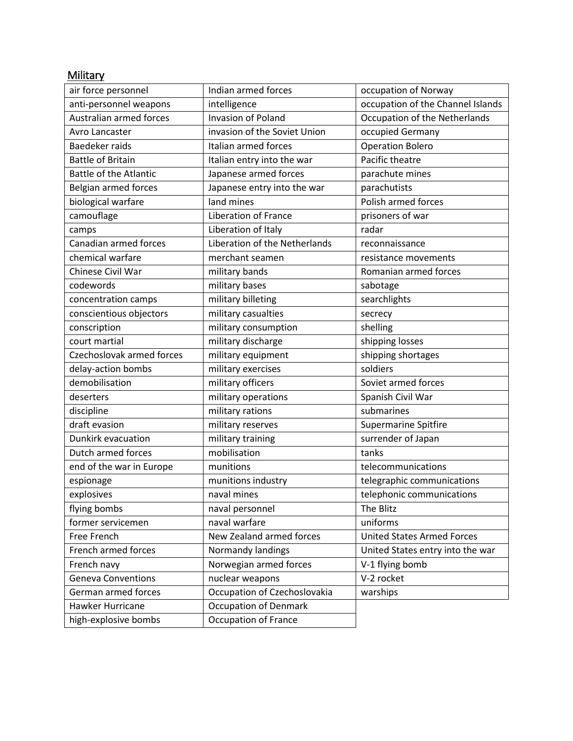## Military

| air force personnel | Indian armed forces | occupation of Norway |
|---|---|---|
| anti-personnel weapons | intelligence | occupation of the Channel Islands |
| Australian armed forces | Invasion of Poland | Occupation of the Netherlands |
| Avro Lancaster | invasion of the Soviet Union | occupied Germany |
| Baedeker raids | Italian armed forces | Operation Bolero |
| Battle of Britain | Italian entry into the war | Pacific theatre |
| Battle of the Atlantic | Japanese armed forces | parachute mines |
| Belgian armed forces | Japanese entry into the war | parachutists |
| biological warfare | land mines | Polish armed forces |
| camouflage | Liberation of France | prisoners of war |
| camps | Liberation of Italy | radar |
| Canadian armed forces | Liberation of the Netherlands | reconnaissance |
| chemical warfare | merchant seamen | resistance movements |
| Chinese Civil War | military bands | Romanian armed forces |
| codewords | military bases | sabotage |
| concentration camps | military billeting | searchlights |
| conscientious objectors | military casualties | secrecy |
| conscription | military consumption | shelling |
| court martial | military discharge | shipping losses |
| Czechoslovak armed forces | military equipment | shipping shortages |
| delay-action bombs | military exercises | soldiers |
| demobilisation | military officers | Soviet armed forces |
| deserters | military operations | Spanish Civil War |
| discipline | military rations | submarines |
| draft evasion | military reserves | Supermarine Spitfire |
| Dunkirk evacuation | military training | surrender of Japan |
| Dutch armed forces | mobilisation | tanks |
| end of the war in Europe | munitions | telecommunications |
| espionage | munitions industry | telegraphic communications |
| explosives | naval mines | telephonic communications |
| flying bombs | naval personnel | The Blitz |
| former servicemen | naval warfare | uniforms |
| Free French | New Zealand armed forces | United States Armed Forces |
| French armed forces | Normandy landings | United States entry into the war |
| French navy | Norwegian armed forces | V-1 flying bomb |
| Geneva Conventions | nuclear weapons | V-2 rocket |
| German armed forces | Occupation of Czechoslovakia | warships |
| Hawker Hurricane | Occupation of Denmark | |
| high-explosive bombs | Occupation of France | |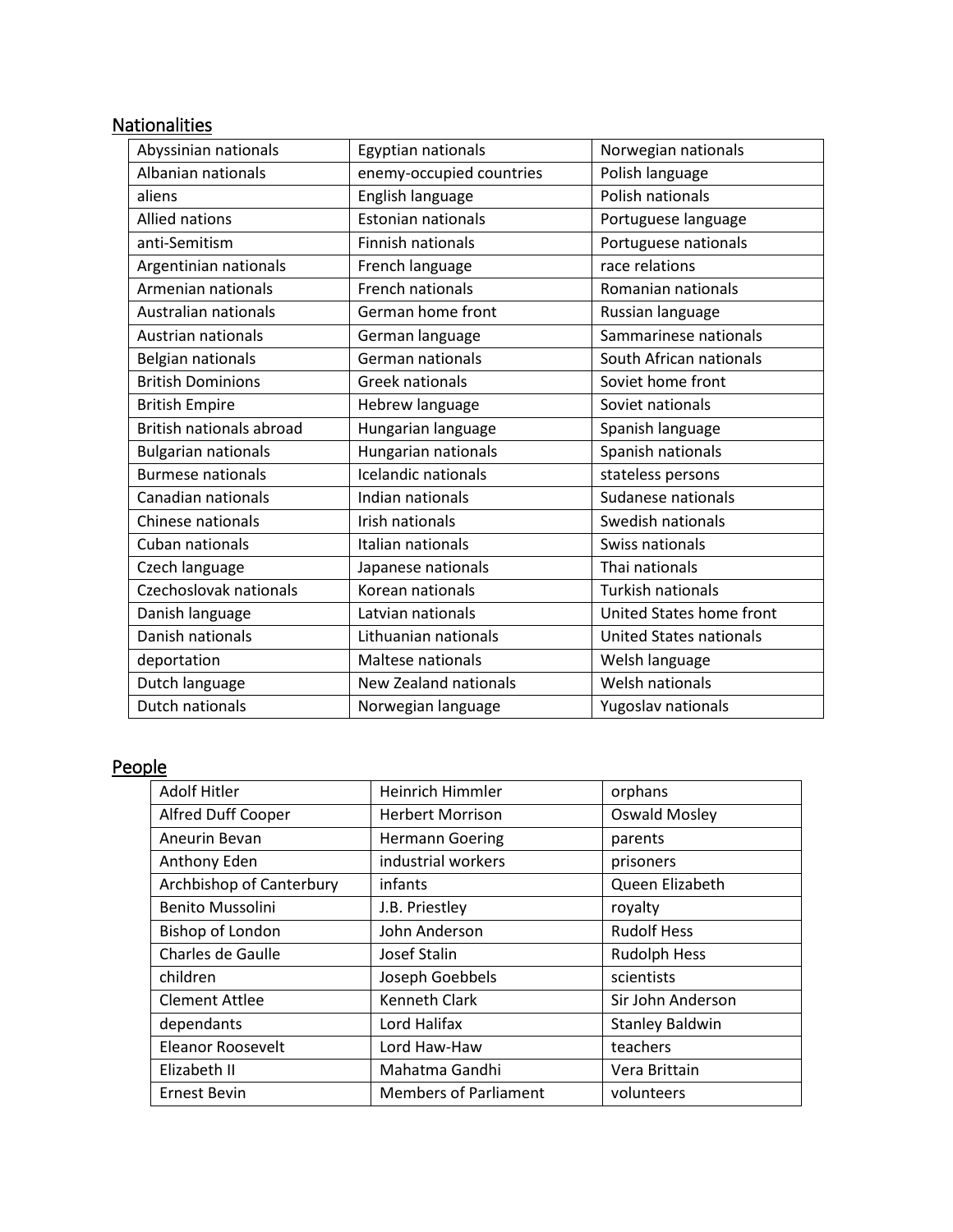## Nationalities

| | | |
|---|---|---|
| Abyssinian nationals | Egyptian nationals | Norwegian nationals |
| Albanian nationals | enemy-occupied countries | Polish language |
| aliens | English language | Polish nationals |
| Allied nations | Estonian nationals | Portuguese language |
| anti-Semitism | Finnish nationals | Portuguese nationals |
| Argentinian nationals | French language | race relations |
| Armenian nationals | French nationals | Romanian nationals |
| Australian nationals | German home front | Russian language |
| Austrian nationals | German language | Sammarinese nationals |
| Belgian nationals | German nationals | South African nationals |
| British Dominions | Greek nationals | Soviet home front |
| British Empire | Hebrew language | Soviet nationals |
| British nationals abroad | Hungarian language | Spanish language |
| Bulgarian nationals | Hungarian nationals | Spanish nationals |
| Burmese nationals | Icelandic nationals | stateless persons |
| Canadian nationals | Indian nationals | Sudanese nationals |
| Chinese nationals | Irish nationals | Swedish nationals |
| Cuban nationals | Italian nationals | Swiss nationals |
| Czech language | Japanese nationals | Thai nationals |
| Czechoslovak nationals | Korean nationals | Turkish nationals |
| Danish language | Latvian nationals | United States home front |
| Danish nationals | Lithuanian nationals | United States nationals |
| deportation | Maltese nationals | Welsh language |
| Dutch language | New Zealand nationals | Welsh nationals |
| Dutch nationals | Norwegian language | Yugoslav nationals |

## People

| | | |
|---|---|---|
| Adolf Hitler | Heinrich Himmler | orphans |
| Alfred Duff Cooper | Herbert Morrison | Oswald Mosley |
| Aneurin Bevan | Hermann Goering | parents |
| Anthony Eden | industrial workers | prisoners |
| Archbishop of Canterbury | infants | Queen Elizabeth |
| Benito Mussolini | J.B. Priestley | royalty |
| Bishop of London | John Anderson | Rudolf Hess |
| Charles de Gaulle | Josef Stalin | Rudolph Hess |
| children | Joseph Goebbels | scientists |
| Clement Attlee | Kenneth Clark | Sir John Anderson |
| dependants | Lord Halifax | Stanley Baldwin |
| Eleanor Roosevelt | Lord Haw-Haw | teachers |
| Elizabeth II | Mahatma Gandhi | Vera Brittain |
| Ernest Bevin | Members of Parliament | volunteers |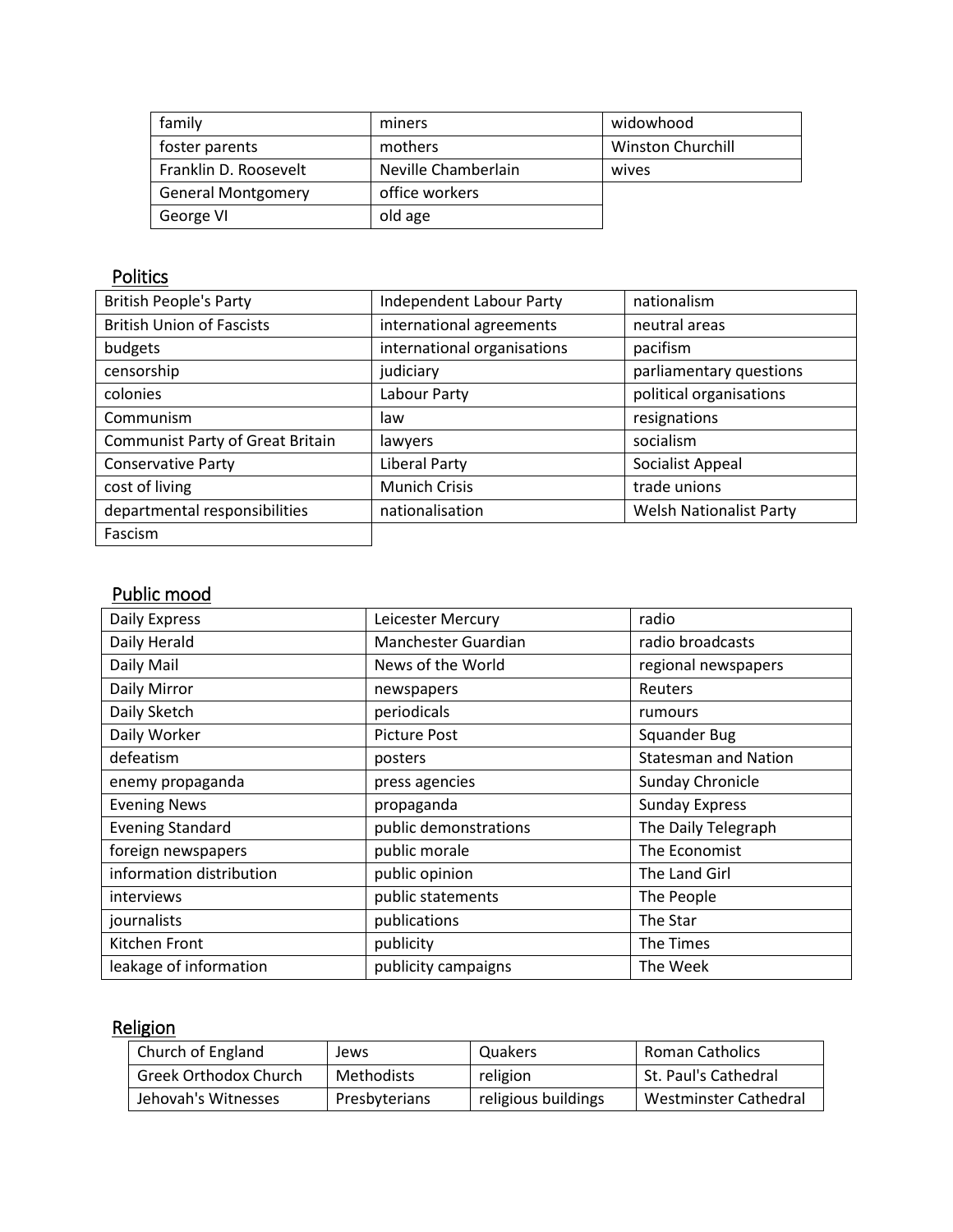| family | miners | widowhood |
|---|---|---|
| foster parents | mothers | Winston Churchill |
| Franklin D. Roosevelt | Neville Chamberlain | wives |
| General Montgomery | office workers | |
| George VI | old age | |

## Politics

| British People's Party | Independent Labour Party | nationalism |
|---|---|---|
| British Union of Fascists | international agreements | neutral areas |
| budgets | international organisations | pacifism |
| censorship | judiciary | parliamentary questions |
| colonies | Labour Party | political organisations |
| Communism | law | resignations |
| Communist Party of Great Britain | lawyers | socialism |
| Conservative Party | Liberal Party | Socialist Appeal |
| cost of living | Munich Crisis | trade unions |
| departmental responsibilities | nationalisation | Welsh Nationalist Party |
| Fascism | | |

## Public mood

| Daily Express | Leicester Mercury | radio |
|---|---|---|
| Daily Herald | Manchester Guardian | radio broadcasts |
| Daily Mail | News of the World | regional newspapers |
| Daily Mirror | newspapers | Reuters |
| Daily Sketch | periodicals | rumours |
| Daily Worker | Picture Post | Squander Bug |
| defeatism | posters | Statesman and Nation |
| enemy propaganda | press agencies | Sunday Chronicle |
| Evening News | propaganda | Sunday Express |
| Evening Standard | public demonstrations | The Daily Telegraph |
| foreign newspapers | public morale | The Economist |
| information distribution | public opinion | The Land Girl |
| interviews | public statements | The People |
| journalists | publications | The Star |
| Kitchen Front | publicity | The Times |
| leakage of information | publicity campaigns | The Week |

## Religion

| Church of England | Jews | Quakers | Roman Catholics |
|---|---|---|---|
| Greek Orthodox Church | Methodists | religion | St. Paul's Cathedral |
| Jehovah's Witnesses | Presbyterians | religious buildings | Westminster Cathedral |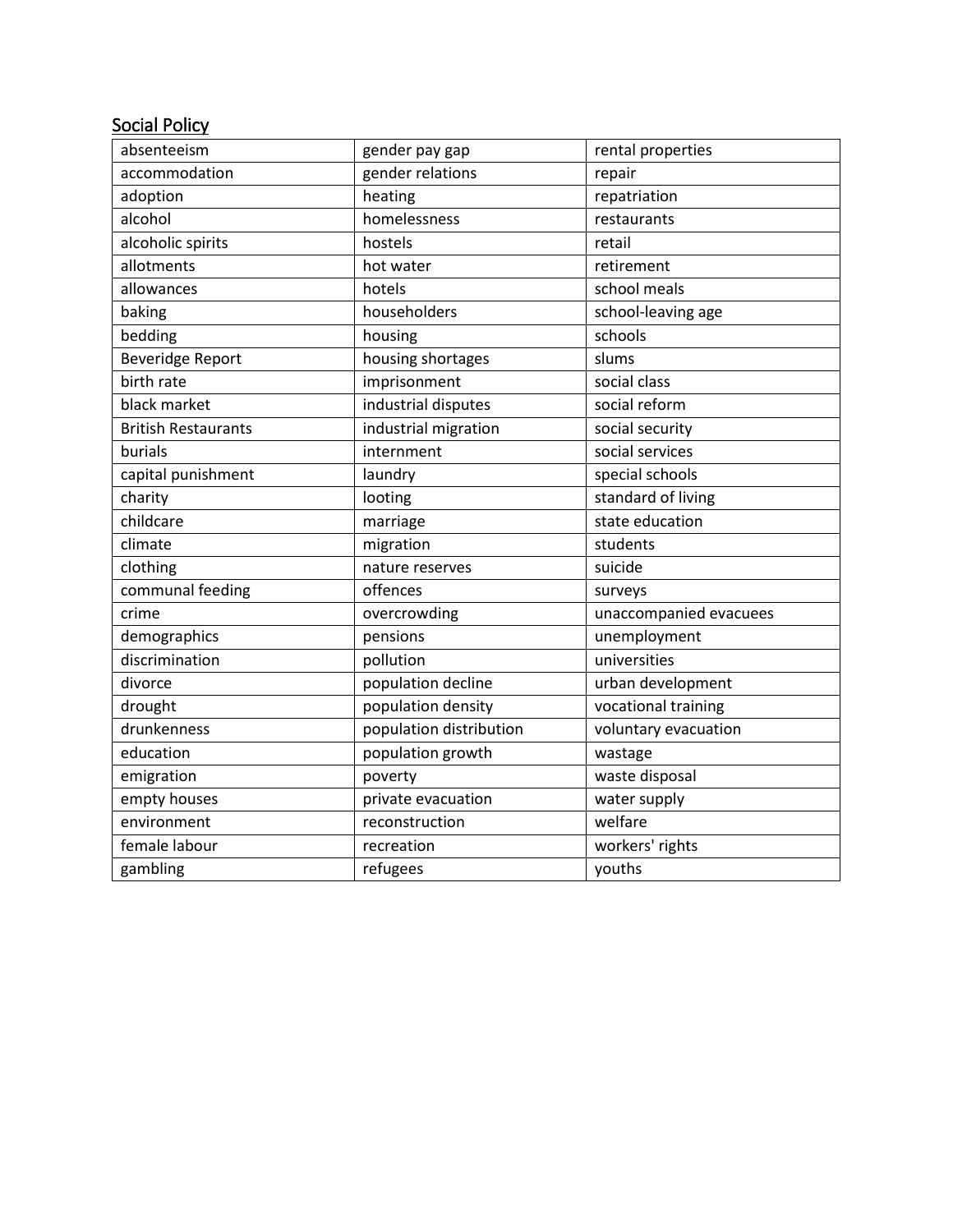## Social Policy

| | | |
|---|---|---|
| absenteeism | gender pay gap | rental properties |
| accommodation | gender relations | repair |
| adoption | heating | repatriation |
| alcohol | homelessness | restaurants |
| alcoholic spirits | hostels | retail |
| allotments | hot water | retirement |
| allowances | hotels | school meals |
| baking | householders | school-leaving age |
| bedding | housing | schools |
| Beveridge Report | housing shortages | slums |
| birth rate | imprisonment | social class |
| black market | industrial disputes | social reform |
| British Restaurants | industrial migration | social security |
| burials | internment | social services |
| capital punishment | laundry | special schools |
| charity | looting | standard of living |
| childcare | marriage | state education |
| climate | migration | students |
| clothing | nature reserves | suicide |
| communal feeding | offences | surveys |
| crime | overcrowding | unaccompanied evacuees |
| demographics | pensions | unemployment |
| discrimination | pollution | universities |
| divorce | population decline | urban development |
| drought | population density | vocational training |
| drunkenness | population distribution | voluntary evacuation |
| education | population growth | wastage |
| emigration | poverty | waste disposal |
| empty houses | private evacuation | water supply |
| environment | reconstruction | welfare |
| female labour | recreation | workers' rights |
| gambling | refugees | youths |